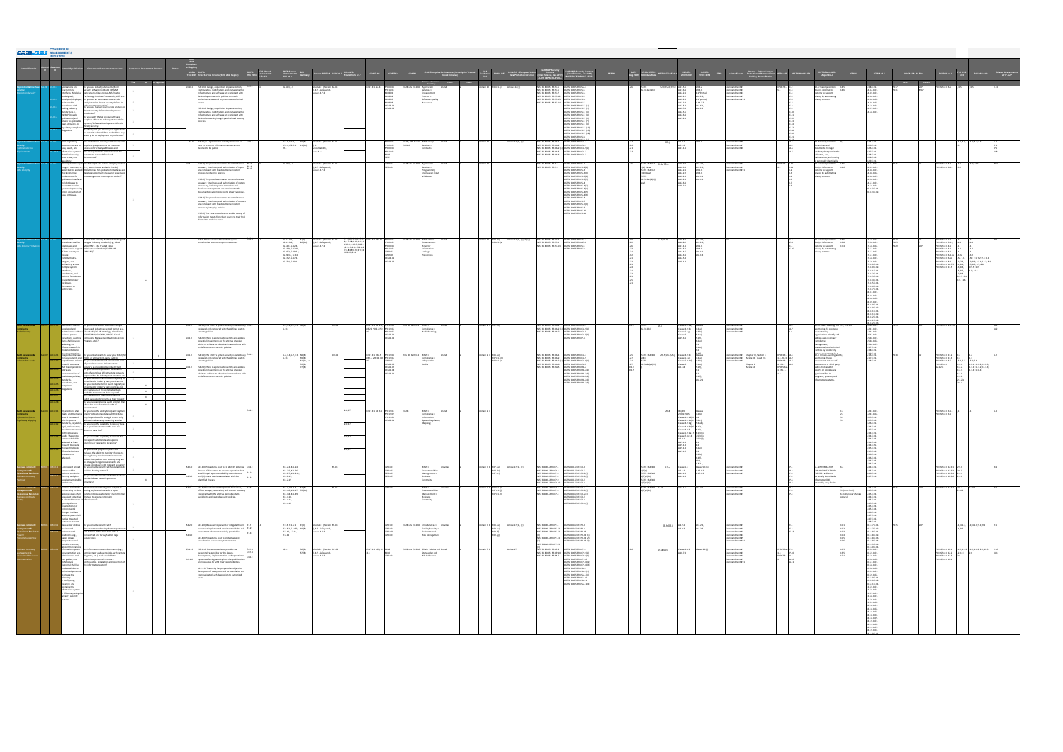CONSENSUS ASSESSMENTS INITIATIVE